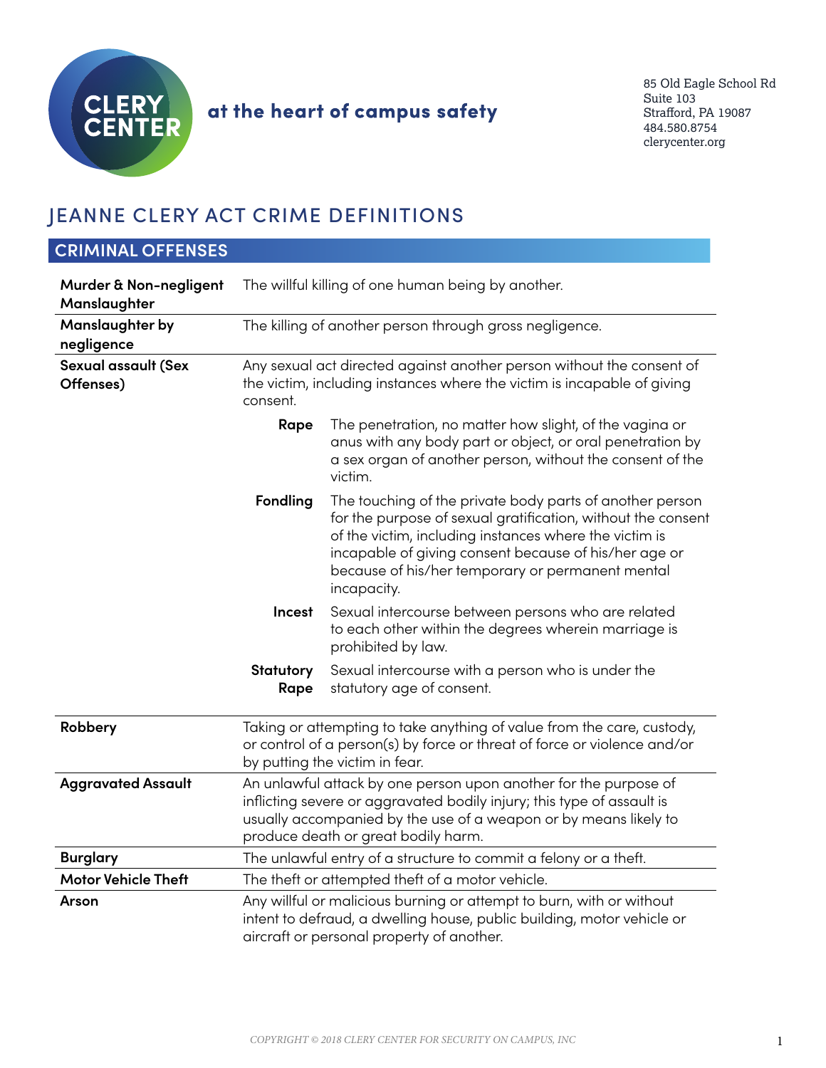CLERY CENTER

at the heart of campus safety

85 Old Eagle School Rd
Suite 103
Strafford, PA 19087
484.580.8754
clerycenter.org

# JEANNE CLERY ACT CRIME DEFINITIONS

## CRIMINAL OFFENSES

| | | |
|---|---|---|
| **Murder & Non-negligent Manslaughter** | The willful killing of one human being by another. | |
| **Manslaughter by negligence** | The killing of another person through gross negligence. | |
| **Sexual assault (Sex Offenses)** | Any sexual act directed against another person without the consent of the victim, including instances where the victim is incapable of giving consent. | |
| | **Rape** | The penetration, no matter how slight, of the vagina or anus with any body part or object, or oral penetration by a sex organ of another person, without the consent of the victim. |
| | **Fondling** | The touching of the private body parts of another person for the purpose of sexual gratification, without the consent of the victim, including instances where the victim is incapable of giving consent because of his/her age or because of his/her temporary or permanent mental incapacity. |
| | **Incest** | Sexual intercourse between persons who are related to each other within the degrees wherein marriage is prohibited by law. |
| | **Statutory Rape** | Sexual intercourse with a person who is under the statutory age of consent. |
| **Robbery** | Taking or attempting to take anything of value from the care, custody, or control of a person(s) by force or threat of force or violence and/or by putting the victim in fear. | |
| **Aggravated Assault** | An unlawful attack by one person upon another for the purpose of inflicting severe or aggravated bodily injury; this type of assault is usually accompanied by the use of a weapon or by means likely to produce death or great bodily harm. | |
| **Burglary** | The unlawful entry of a structure to commit a felony or a theft. | |
| **Motor Vehicle Theft** | The theft or attempted theft of a motor vehicle. | |
| **Arson** | Any willful or malicious burning or attempt to burn, with or without intent to defraud, a dwelling house, public building, motor vehicle or aircraft or personal property of another. | |

*COPYRIGHT © 2018 CLERY CENTER FOR SECURITY ON CAMPUS, INC*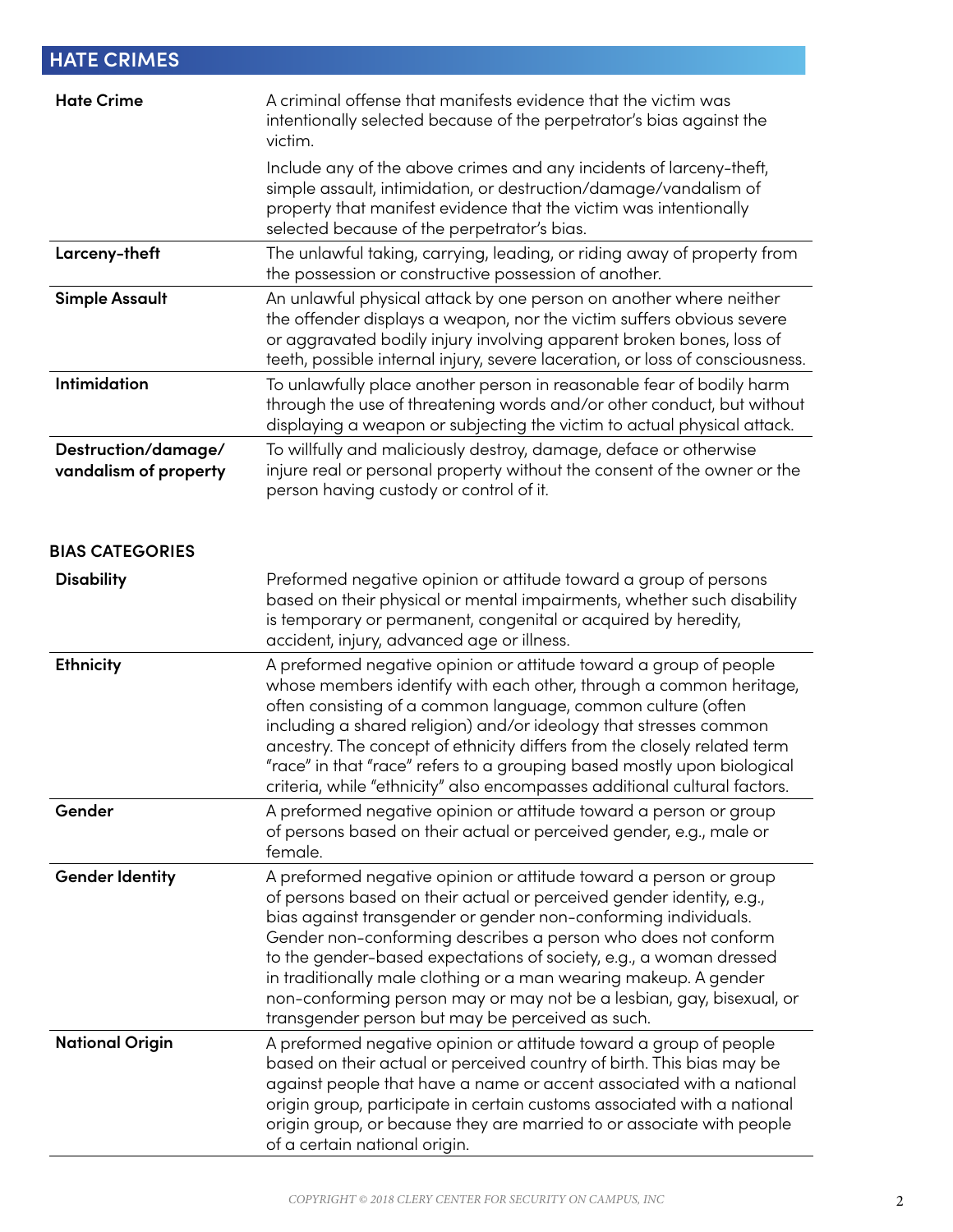## HATE CRIMES

| | |
|---|---|
| **Hate Crime** | A criminal offense that manifests evidence that the victim was intentionally selected because of the perpetrator's bias against the victim.<br><br>Include any of the above crimes and any incidents of larceny-theft, simple assault, intimidation, or destruction/damage/vandalism of property that manifest evidence that the victim was intentionally selected because of the perpetrator's bias. |
| **Larceny-theft** | The unlawful taking, carrying, leading, or riding away of property from the possession or constructive possession of another. |
| **Simple Assault** | An unlawful physical attack by one person on another where neither the offender displays a weapon, nor the victim suffers obvious severe or aggravated bodily injury involving apparent broken bones, loss of teeth, possible internal injury, severe laceration, or loss of consciousness. |
| **Intimidation** | To unlawfully place another person in reasonable fear of bodily harm through the use of threatening words and/or other conduct, but without displaying a weapon or subjecting the victim to actual physical attack. |
| **Destruction/damage/ vandalism of property** | To willfully and maliciously destroy, damage, deface or otherwise injure real or personal property without the consent of the owner or the person having custody or control of it. |

### BIAS CATEGORIES

| | |
|---|---|
| **Disability** | Preformed negative opinion or attitude toward a group of persons based on their physical or mental impairments, whether such disability is temporary or permanent, congenital or acquired by heredity, accident, injury, advanced age or illness. |
| **Ethnicity** | A preformed negative opinion or attitude toward a group of people whose members identify with each other, through a common heritage, often consisting of a common language, common culture (often including a shared religion) and/or ideology that stresses common ancestry. The concept of ethnicity differs from the closely related term "race" in that "race" refers to a grouping based mostly upon biological criteria, while "ethnicity" also encompasses additional cultural factors. |
| **Gender** | A preformed negative opinion or attitude toward a person or group of persons based on their actual or perceived gender, e.g., male or female. |
| **Gender Identity** | A preformed negative opinion or attitude toward a person or group of persons based on their actual or perceived gender identity, e.g., bias against transgender or gender non-conforming individuals. Gender non-conforming describes a person who does not conform to the gender-based expectations of society, e.g., a woman dressed in traditionally male clothing or a man wearing makeup. A gender non-conforming person may or may not be a lesbian, gay, bisexual, or transgender person but may be perceived as such. |
| **National Origin** | A preformed negative opinion or attitude toward a group of people based on their actual or perceived country of birth. This bias may be against people that have a name or accent associated with a national origin group, participate in certain customs associated with a national origin group, or because they are married to or associate with people of a certain national origin. |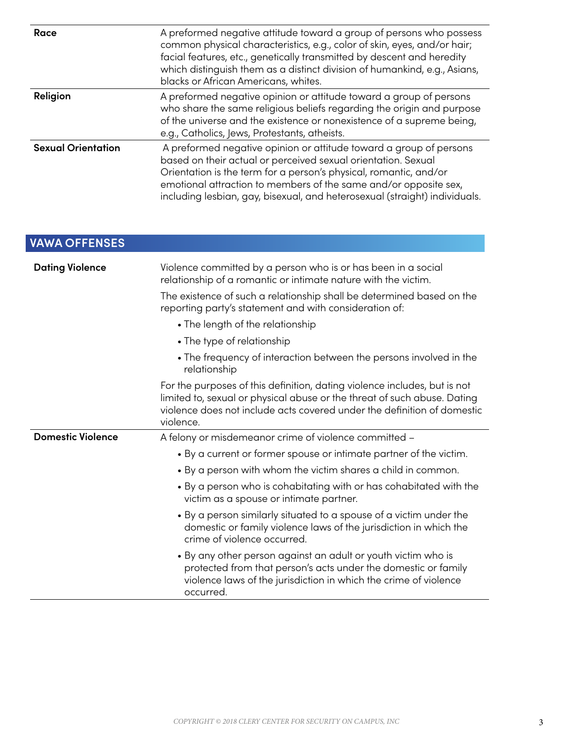| | |
|---|---|
| **Race** | A preformed negative attitude toward a group of persons who possess common physical characteristics, e.g., color of skin, eyes, and/or hair; facial features, etc., genetically transmitted by descent and heredity which distinguish them as a distinct division of humankind, e.g., Asians, blacks or African Americans, whites. |
| **Religion** | A preformed negative opinion or attitude toward a group of persons who share the same religious beliefs regarding the origin and purpose of the universe and the existence or nonexistence of a supreme being, e.g., Catholics, Jews, Protestants, atheists. |
| **Sexual Orientation** | A preformed negative opinion or attitude toward a group of persons based on their actual or perceived sexual orientation. Sexual Orientation is the term for a person's physical, romantic, and/or emotional attraction to members of the same and/or opposite sex, including lesbian, gay, bisexual, and heterosexual (straight) individuals. |

## VAWA OFFENSES

| | |
|---|---|
| **Dating Violence** | Violence committed by a person who is or has been in a social relationship of a romantic or intimate nature with the victim.<br><br>The existence of such a relationship shall be determined based on the reporting party's statement and with consideration of:<br>• The length of the relationship<br>• The type of relationship<br>• The frequency of interaction between the persons involved in the relationship<br><br>For the purposes of this definition, dating violence includes, but is not limited to, sexual or physical abuse or the threat of such abuse. Dating violence does not include acts covered under the definition of domestic violence. |
| **Domestic Violence** | A felony or misdemeanor crime of violence committed –<br>• By a current or former spouse or intimate partner of the victim.<br>• By a person with whom the victim shares a child in common.<br>• By a person who is cohabitating with or has cohabitated with the victim as a spouse or intimate partner.<br>• By a person similarly situated to a spouse of a victim under the domestic or family violence laws of the jurisdiction in which the crime of violence occurred.<br>• By any other person against an adult or youth victim who is protected from that person's acts under the domestic or family violence laws of the jurisdiction in which the crime of violence occurred. |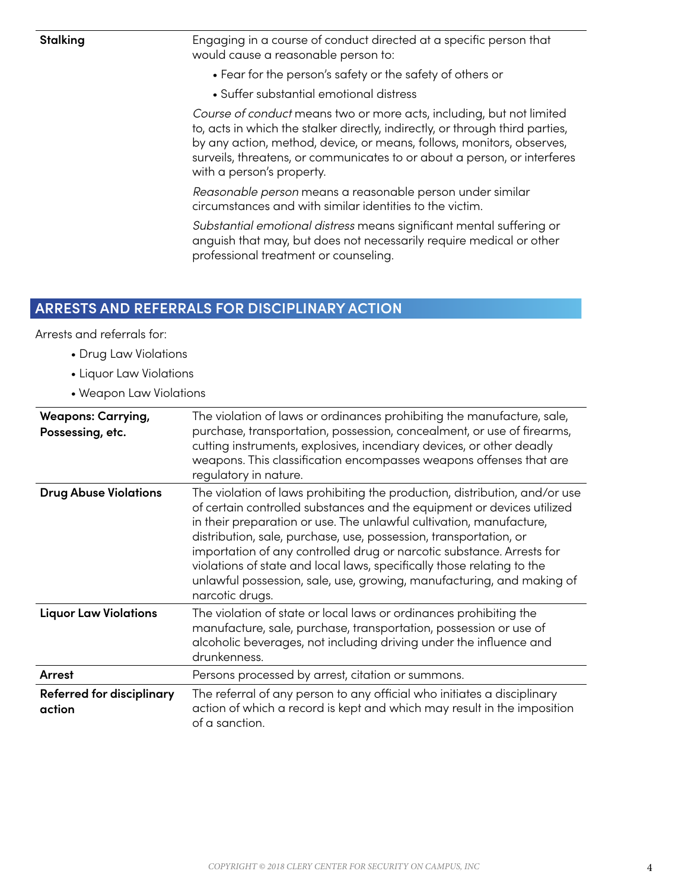| | |
|---|---|
| **Stalking** | Engaging in a course of conduct directed at a specific person that would cause a reasonable person to:<br>• Fear for the person's safety or the safety of others or<br>• Suffer substantial emotional distress<br>*Course of conduct* means two or more acts, including, but not limited to, acts in which the stalker directly, indirectly, or through third parties, by any action, method, device, or means, follows, monitors, observes, surveils, threatens, or communicates to or about a person, or interferes with a person's property.<br>*Reasonable person* means a reasonable person under similar circumstances and with similar identities to the victim.<br>*Substantial emotional distress* means significant mental suffering or anguish that may, but does not necessarily require medical or other professional treatment or counseling. |

## ARRESTS AND REFERRALS FOR DISCIPLINARY ACTION

Arrests and referrals for:

- Drug Law Violations
- Liquor Law Violations
- Weapon Law Violations

| | |
|---|---|
| **Weapons: Carrying, Possessing, etc.** | The violation of laws or ordinances prohibiting the manufacture, sale, purchase, transportation, possession, concealment, or use of firearms, cutting instruments, explosives, incendiary devices, or other deadly weapons. This classification encompasses weapons offenses that are regulatory in nature. |
| **Drug Abuse Violations** | The violation of laws prohibiting the production, distribution, and/or use of certain controlled substances and the equipment or devices utilized in their preparation or use. The unlawful cultivation, manufacture, distribution, sale, purchase, use, possession, transportation, or importation of any controlled drug or narcotic substance. Arrests for violations of state and local laws, specifically those relating to the unlawful possession, sale, use, growing, manufacturing, and making of narcotic drugs. |
| **Liquor Law Violations** | The violation of state or local laws or ordinances prohibiting the manufacture, sale, purchase, transportation, possession or use of alcoholic beverages, not including driving under the influence and drunkenness. |
| **Arrest** | Persons processed by arrest, citation or summons. |
| **Referred for disciplinary action** | The referral of any person to any official who initiates a disciplinary action of which a record is kept and which may result in the imposition of a sanction. |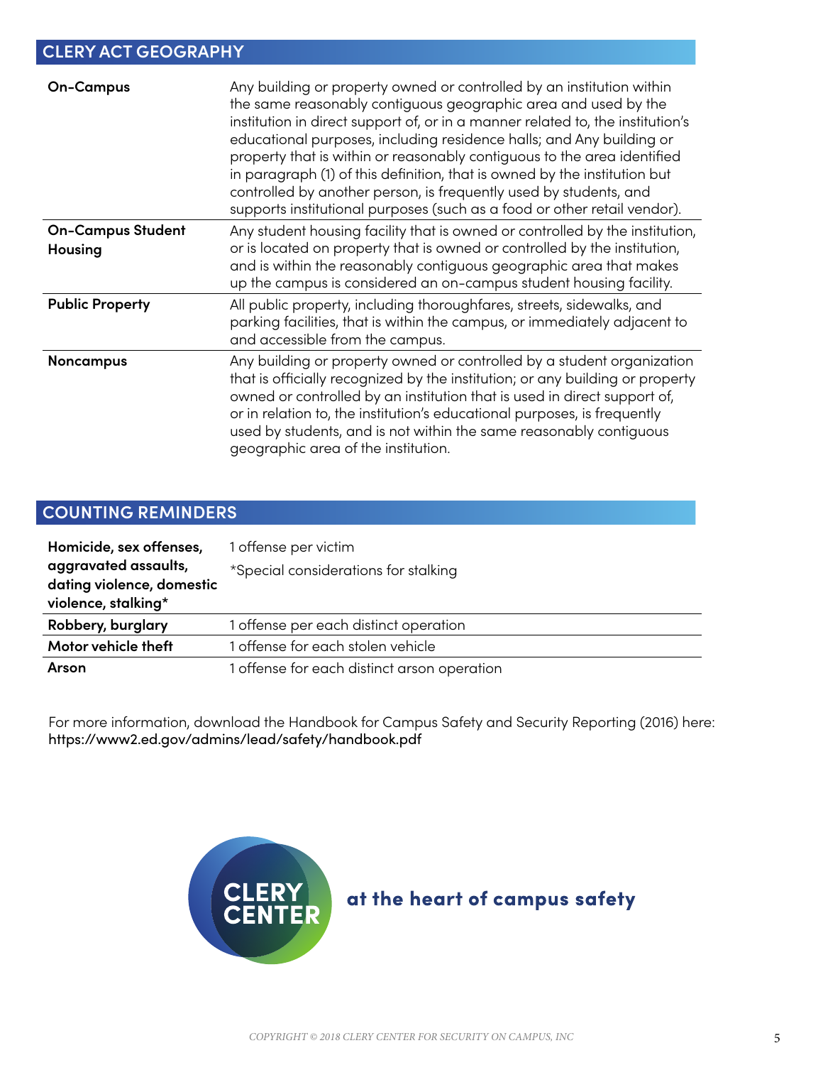## CLERY ACT GEOGRAPHY

| | |
|---|---|
| **On-Campus** | Any building or property owned or controlled by an institution within the same reasonably contiguous geographic area and used by the institution in direct support of, or in a manner related to, the institution's educational purposes, including residence halls; and Any building or property that is within or reasonably contiguous to the area identified in paragraph (1) of this definition, that is owned by the institution but controlled by another person, is frequently used by students, and supports institutional purposes (such as a food or other retail vendor). |
| **On-Campus Student Housing** | Any student housing facility that is owned or controlled by the institution, or is located on property that is owned or controlled by the institution, and is within the reasonably contiguous geographic area that makes up the campus is considered an on-campus student housing facility. |
| **Public Property** | All public property, including thoroughfares, streets, sidewalks, and parking facilities, that is within the campus, or immediately adjacent to and accessible from the campus. |
| **Noncampus** | Any building or property owned or controlled by a student organization that is officially recognized by the institution; or any building or property owned or controlled by an institution that is used in direct support of, or in relation to, the institution's educational purposes, is frequently used by students, and is not within the same reasonably contiguous geographic area of the institution. |

## COUNTING REMINDERS

| | |
|---|---|
| **Homicide, sex offenses, aggravated assaults, dating violence, domestic violence, stalking*** | 1 offense per victim<br>*Special considerations for stalking |
| **Robbery, burglary** | 1 offense per each distinct operation |
| **Motor vehicle theft** | 1 offense for each stolen vehicle |
| **Arson** | 1 offense for each distinct arson operation |

For more information, download the Handbook for Campus Safety and Security Reporting (2016) here: https://www2.ed.gov/admins/lead/safety/handbook.pdf

CLERY CENTER

**at the heart of campus safety**

*COPYRIGHT © 2018 CLERY CENTER FOR SECURITY ON CAMPUS, INC*